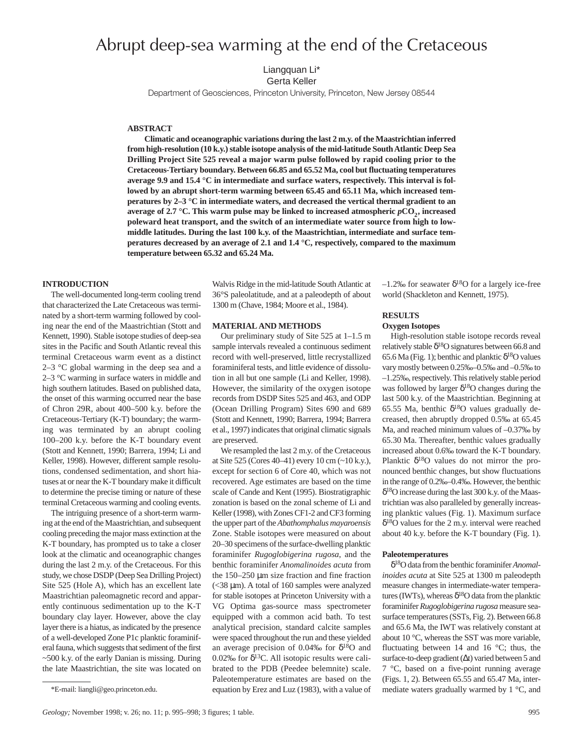# Abrupt deep-sea warming at the end of the Cretaceous

Liangquan Li*
Gerta Keller
Department of Geosciences, Princeton University, Princeton, New Jersey 08544

## ABSTRACT

**Climatic and oceanographic variations during the last 2 m.y. of the Maastrichtian inferred from high-resolution (10 k.y.) stable isotope analysis of the mid-latitude South Atlantic Deep Sea Drilling Project Site 525 reveal a major warm pulse followed by rapid cooling prior to the Cretaceous-Tertiary boundary. Between 66.85 and 65.52 Ma, cool but fluctuating temperatures average 9.9 and 15.4 °C in intermediate and surface waters, respectively. This interval is followed by an abrupt short-term warming between 65.45 and 65.11 Ma, which increased temperatures by 2–3 °C in intermediate waters, and decreased the vertical thermal gradient to an average of 2.7 °C. This warm pulse may be linked to increased atmospheric $pCO_2$, increased poleward heat transport, and the switch of an intermediate water source from high to low-middle latitudes. During the last 100 k.y. of the Maastrichtian, intermediate and surface temperatures decreased by an average of 2.1 and 1.4 °C, respectively, compared to the maximum temperature between 65.32 and 65.24 Ma.**

## INTRODUCTION

The well-documented long-term cooling trend that characterized the Late Cretaceous was terminated by a short-term warming followed by cooling near the end of the Maastrichtian (Stott and Kennett, 1990). Stable isotope studies of deep-sea sites in the Pacific and South Atlantic reveal this terminal Cretaceous warm event as a distinct 2–3 °C global warming in the deep sea and a 2–3 °C warming in surface waters in middle and high southern latitudes. Based on published data, the onset of this warming occurred near the base of Chron 29R, about 400–500 k.y. before the Cretaceous-Tertiary (K-T) boundary; the warming was terminated by an abrupt cooling 100–200 k.y. before the K-T boundary event (Stott and Kennett, 1990; Barrera, 1994; Li and Keller, 1998). However, different sample resolutions, condensed sedimentation, and short hiatuses at or near the K-T boundary make it difficult to determine the precise timing or nature of these terminal Cretaceous warming and cooling events.

The intriguing presence of a short-term warming at the end of the Maastrichtian, and subsequent cooling preceding the major mass extinction at the K-T boundary, has prompted us to take a closer look at the climatic and oceanographic changes during the last 2 m.y. of the Cretaceous. For this study, we chose DSDP (Deep Sea Drilling Project) Site 525 (Hole A), which has an excellent late Maastrichtian paleomagnetic record and apparently continuous sedimentation up to the K-T boundary clay layer. However, above the clay layer there is a hiatus, as indicated by the presence of a well-developed Zone P1c planktic foraminiferal fauna, which suggests that sediment of the first ~500 k.y. of the early Danian is missing. During the late Maastrichtian, the site was located on Walvis Ridge in the mid-latitude South Atlantic at 36°S paleolatitude, and at a paleodepth of about 1300 m (Chave, 1984; Moore et al., 1984).

## MATERIAL AND METHODS

Our preliminary study of Site 525 at 1–1.5 m sample intervals revealed a continuous sediment record with well-preserved, little recrystallized foraminiferal tests, and little evidence of dissolution in all but one sample (Li and Keller, 1998). However, the similarity of the oxygen isotope records from DSDP Sites 525 and 463, and ODP (Ocean Drilling Program) Sites 690 and 689 (Stott and Kennett, 1990; Barrera, 1994; Barrera et al., 1997) indicates that original climatic signals are preserved.

We resampled the last 2 m.y. of the Cretaceous at Site 525 (Cores 40–41) every 10 cm (~10 k.y.), except for section 6 of Core 40, which was not recovered. Age estimates are based on the time scale of Cande and Kent (1995). Biostratigraphic zonation is based on the zonal scheme of Li and Keller (1998), with Zones CF1-2 and CF3 forming the upper part of the *Abathomphalus mayaroensis* Zone. Stable isotopes were measured on about 20–30 specimens of the surface-dwelling planktic foraminifer *Rugoglobigerina rugosa*, and the benthic foraminifer *Anomalinoides acuta* from the 150–250 µm size fraction and fine fraction (<38 µm). A total of 160 samples were analyzed for stable isotopes at Princeton University with a VG Optima gas-source mass spectrometer equipped with a common acid bath. To test analytical precision, standard calcite samples were spaced throughout the run and these yielded an average precision of 0.04‰ for $\delta^{18}O$ and 0.02‰ for $\delta^{13}C$. All isotopic results were calibrated to the PDB (Peedee belemnite) scale. Paleotemperature estimates are based on the equation by Erez and Luz (1983), with a value of –1.2‰ for seawater $\delta^{18}O$ for a largely ice-free world (Shackleton and Kennett, 1975).

## RESULTS

### Oxygen Isotopes

High-resolution stable isotope records reveal relatively stable $\delta^{18}O$ signatures between 66.8 and 65.6 Ma (Fig. 1); benthic and planktic $\delta^{18}O$ values vary mostly between 0.25‰–0.5‰ and –0.5‰ to –1.25‰, respectively. This relatively stable period was followed by larger $\delta^{18}O$ changes during the last 500 k.y. of the Maastrichtian. Beginning at 65.55 Ma, benthic $\delta^{18}O$ values gradually decreased, then abruptly dropped 0.5‰ at 65.45 Ma, and reached minimum values of –0.37‰ by 65.30 Ma. Thereafter, benthic values gradually increased about 0.6‰ toward the K-T boundary. Planktic $\delta^{18}O$ values do not mirror the pronounced benthic changes, but show fluctuations in the range of 0.2‰–0.4‰. However, the benthic $\delta^{18}O$ increase during the last 300 k.y. of the Maastrichtian was also paralleled by generally increasing planktic values (Fig. 1). Maximum surface $\delta^{18}O$ values for the 2 m.y. interval were reached about 40 k.y. before the K-T boundary (Fig. 1).

### Paleotemperatures

$\delta^{18}O$ data from the benthic foraminifer *Anomalinoides acuta* at Site 525 at 1300 m paleodepth measure changes in intermediate-water temperatures (IWTs), whereas $\delta^{18}O$ data from the planktic foraminifer *Rugoglobigerina rugosa* measure sea-surface temperatures (SSTs, Fig. 2). Between 66.8 and 65.6 Ma, the IWT was relatively constant at about 10 °C, whereas the SST was more variable, fluctuating between 14 and 16 °C; thus, the surface-to-deep gradient ($\Delta t$) varied between 5 and 7 °C, based on a five-point running average (Figs. 1, 2). Between 65.55 and 65.47 Ma, intermediate waters gradually warmed by 1 °C, and

*E-mail: liangli@geo.princeton.edu.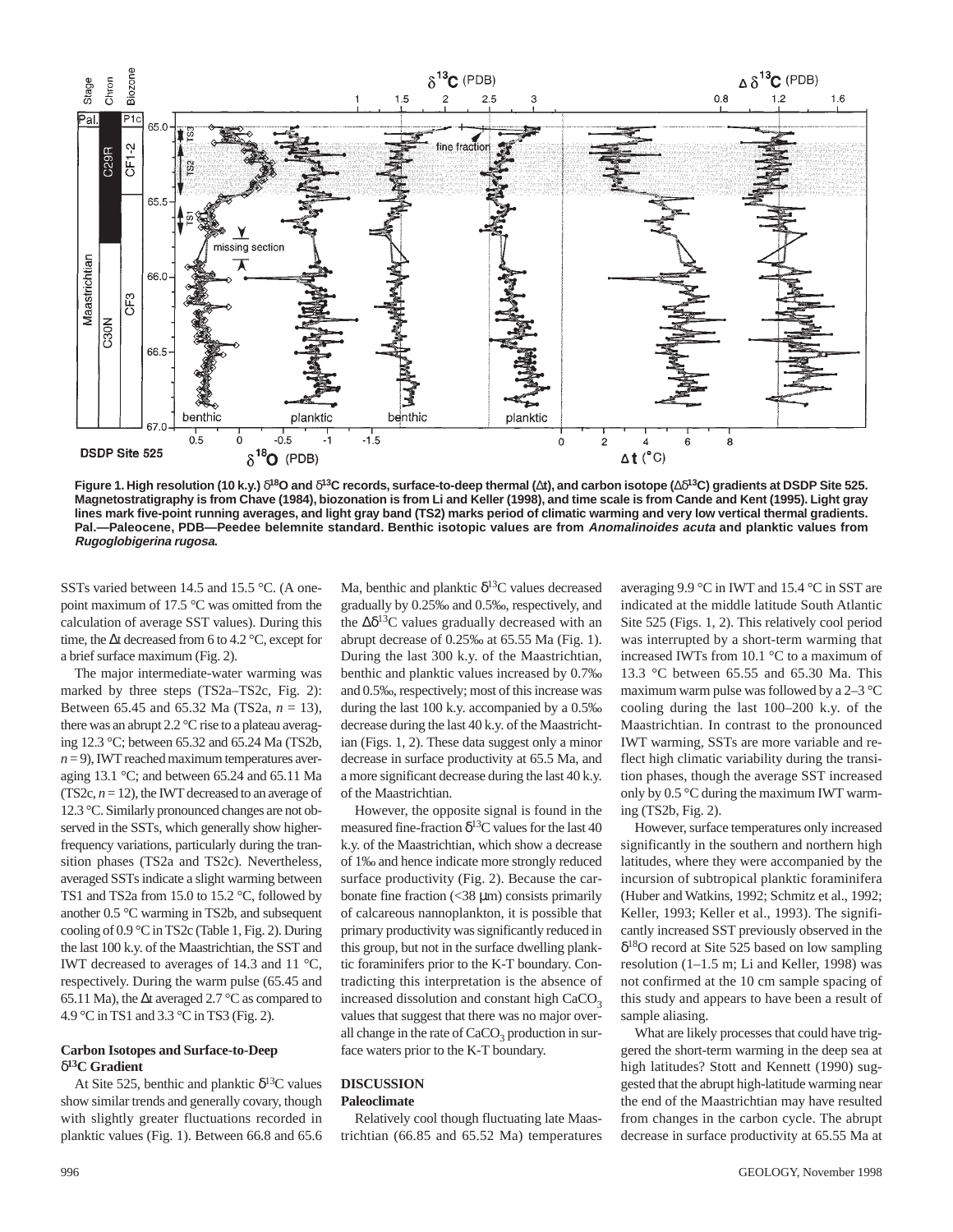Figure 1. High resolution (10 k.y.) $\delta^{18}O$ and $\delta^{13}C$ records, surface-to-deep thermal ($\Delta t$), and carbon isotope ($\Delta\delta^{13}C$) gradients at DSDP Site 525. Magnetostratigraphy is from Chave (1984), biozonation is from Li and Keller (1998), and time scale is from Cande and Kent (1995). Light gray lines mark five-point running averages, and light gray band (TS2) marks period of climatic warming and very low vertical thermal gradients. Pal.—Paleocene, PDB—Peedee belemnite standard. Benthic isotopic values are from *Anomalinoides acuta* and planktic values from *Rugoglobigerina rugosa*.

SSTs varied between 14.5 and 15.5 °C. (A one-point maximum of 17.5 °C was omitted from the calculation of average SST values). During this time, the $\Delta t$ decreased from 6 to 4.2 °C, except for a brief surface maximum (Fig. 2).

The major intermediate-water warming was marked by three steps (TS2a–TS2c, Fig. 2): Between 65.45 and 65.32 Ma (TS2a, $n = 13$), there was an abrupt 2.2 °C rise to a plateau averaging 12.3 °C; between 65.32 and 65.24 Ma (TS2b, $n = 9$), IWT reached maximum temperatures averaging 13.1 °C; and between 65.24 and 65.11 Ma (TS2c, $n = 12$), the IWT decreased to an average of 12.3 °C. Similarly pronounced changes are not observed in the SSTs, which generally show higher-frequency variations, particularly during the transition phases (TS2a and TS2c). Nevertheless, averaged SSTs indicate a slight warming between TS1 and TS2a from 15.0 to 15.2 °C, followed by another 0.5 °C warming in TS2b, and subsequent cooling of 0.9 °C in TS2c (Table 1, Fig. 2). During the last 100 k.y. of the Maastrichtian, the SST and IWT decreased to averages of 14.3 and 11 °C, respectively. During the warm pulse (65.45 and 65.11 Ma), the $\Delta t$ averaged 2.7 °C as compared to 4.9 °C in TS1 and 3.3 °C in TS3 (Fig. 2).

### Carbon Isotopes and Surface-to-Deep $\delta^{13}C$ Gradient

At Site 525, benthic and planktic $\delta^{13}C$ values show similar trends and generally covary, though with slightly greater fluctuations recorded in planktic values (Fig. 1). Between 66.8 and 65.6 Ma, benthic and planktic $\delta^{13}C$ values decreased gradually by 0.25‰ and 0.5‰, respectively, and the $\Delta\delta^{13}C$ values gradually decreased with an abrupt decrease of 0.25‰ at 65.55 Ma (Fig. 1). During the last 300 k.y. of the Maastrichtian, benthic and planktic values increased by 0.7‰ and 0.5‰, respectively; most of this increase was during the last 100 k.y. accompanied by a 0.5‰ decrease during the last 40 k.y. of the Maastrichtian (Figs. 1, 2). These data suggest only a minor decrease in surface productivity at 65.5 Ma, and a more significant decrease during the last 40 k.y. of the Maastrichtian.

However, the opposite signal is found in the measured fine-fraction $\delta^{13}C$ values for the last 40 k.y. of the Maastrichtian, which show a decrease of 1‰ and hence indicate more strongly reduced surface productivity (Fig. 2). Because the carbonate fine fraction (<38 μm) consists primarily of calcareous nannoplankton, it is possible that primary productivity was significantly reduced in this group, but not in the surface dwelling planktic foraminifers prior to the K-T boundary. Contradicting this interpretation is the absence of increased dissolution and constant high $CaCO_3$ values that suggest that there was no major overall change in the rate of $CaCO_3$ production in surface waters prior to the K-T boundary.

## DISCUSSION

### Paleoclimate

Relatively cool though fluctuating late Maastrichtian (66.85 and 65.52 Ma) temperatures averaging 9.9 °C in IWT and 15.4 °C in SST are indicated at the middle latitude South Atlantic Site 525 (Figs. 1, 2). This relatively cool period was interrupted by a short-term warming that increased IWTs from 10.1 °C to a maximum of 13.3 °C between 65.55 and 65.30 Ma. This maximum warm pulse was followed by a 2–3 °C cooling during the last 100–200 k.y. of the Maastrichtian. In contrast to the pronounced IWT warming, SSTs are more variable and reflect high climatic variability during the transition phases, though the average SST increased only by 0.5 °C during the maximum IWT warming (TS2b, Fig. 2).

However, surface temperatures only increased significantly in the southern and northern high latitudes, where they were accompanied by the incursion of subtropical planktic foraminifera (Huber and Watkins, 1992; Schmitz et al., 1992; Keller, 1993; Keller et al., 1993). The significantly increased SST previously observed in the $\delta^{18}O$ record at Site 525 based on low sampling resolution (1–1.5 m; Li and Keller, 1998) was not confirmed at the 10 cm sample spacing of this study and appears to have been a result of sample aliasing.

What are likely processes that could have triggered the short-term warming in the deep sea at high latitudes? Stott and Kennett (1990) suggested that the abrupt high-latitude warming near the end of the Maastrichtian may have resulted from changes in the carbon cycle. The abrupt decrease in surface productivity at 65.55 Ma at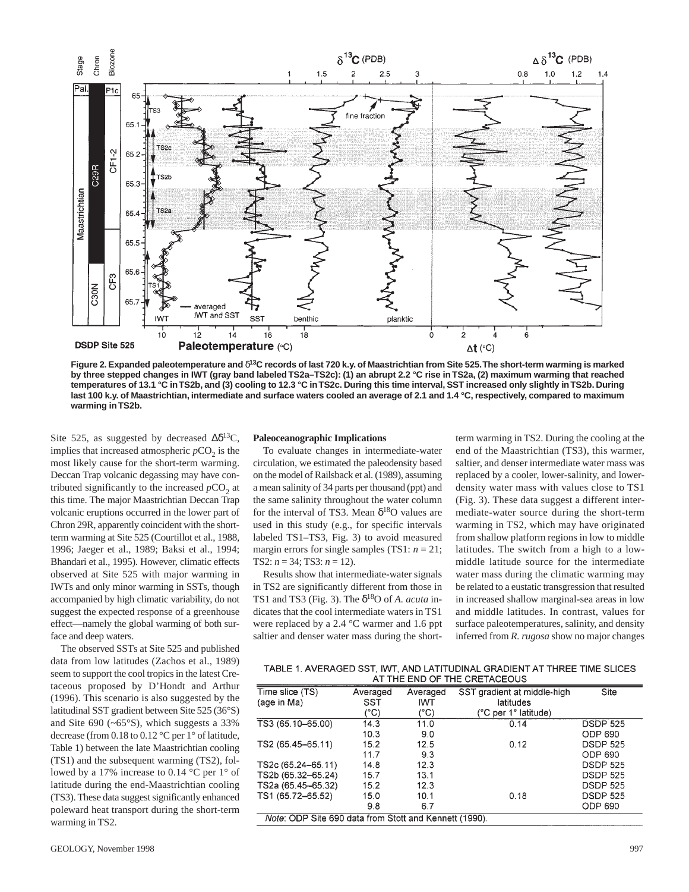Figure 2. Expanded paleotemperature and $\delta^{13}C$ records of last 720 k.y. of Maastrichtian from Site 525. The short-term warming is marked by three stepped changes in IWT (gray band labeled TS2a–TS2c): (1) an abrupt 2.2 °C rise in TS2a, (2) maximum warming that reached temperatures of 13.1 °C in TS2b, and (3) cooling to 12.3 °C in TS2c. During this time interval, SST increased only slightly in TS2b. During last 100 k.y. of Maastrichtian, intermediate and surface waters cooled an average of 2.1 and 1.4 °C, respectively, compared to maximum warming in TS2b.

Site 525, as suggested by decreased $\Delta\delta^{13}C$, implies that increased atmospheric $pCO_2$ is the most likely cause for the short-term warming. Deccan Trap volcanic degassing may have contributed significantly to the increased $pCO_2$ at this time. The major Maastrichtian Deccan Trap volcanic eruptions occurred in the lower part of Chron 29R, apparently coincident with the short-term warming at Site 525 (Courtillot et al., 1988, 1996; Jaeger et al., 1989; Baksi et al., 1994; Bhandari et al., 1995). However, climatic effects observed at Site 525 with major warming in IWTs and only minor warming in SSTs, though accompanied by high climatic variability, do not suggest the expected response of a greenhouse effect—namely the global warming of both surface and deep waters.

The observed SSTs at Site 525 and published data from low latitudes (Zachos et al., 1989) seem to support the cool tropics in the latest Cretaceous proposed by D'Hondt and Arthur (1996). This scenario is also suggested by the latitudinal SST gradient between Site 525 (36°S) and Site 690 (~65°S), which suggests a 33% decrease (from 0.18 to 0.12 °C per 1° of latitude, Table 1) between the late Maastrichtian cooling (TS1) and the subsequent warming (TS2), followed by a 17% increase to 0.14 °C per 1° of latitude during the end-Maastrichtian cooling (TS3). These data suggest significantly enhanced poleward heat transport during the short-term warming in TS2.

## Paleoceanographic Implications

To evaluate changes in intermediate-water circulation, we estimated the paleodensity based on the model of Railsback et al. (1989), assuming a mean salinity of 34 parts per thousand (ppt) and the same salinity throughout the water column for the interval of TS3. Mean $\delta^{18}O$ values are used in this study (e.g., for specific intervals labeled TS1–TS3, Fig. 3) to avoid measured margin errors for single samples (TS1: $n = 21$; TS2: $n = 34$; TS3: $n = 12$).

Results show that intermediate-water signals in TS2 are significantly different from those in TS1 and TS3 (Fig. 3). The $\delta^{18}O$ of *A. acuta* indicates that the cool intermediate waters in TS1 were replaced by a 2.4 °C warmer and 1.6 ppt saltier and denser water mass during the short-term warming in TS2. During the cooling at the end of the Maastrichtian (TS3), this warmer, saltier, and denser intermediate water mass was replaced by a cooler, lower-salinity, and lower-density water mass with values close to TS1 (Fig. 3). These data suggest a different intermediate-water source during the short-term warming in TS2, which may have originated from shallow platform regions in low to middle latitudes. The switch from a high to a low-middle latitude source for the intermediate water mass during the climatic warming may be related to a eustatic transgression that resulted in increased shallow marginal-sea areas in low and middle latitudes. In contrast, values for surface paleotemperatures, salinity, and density inferred from *R. rugosa* show no major changes

TABLE 1. AVERAGED SST, IWT, AND LATITUDINAL GRADIENT AT THREE TIME SLICES AT THE END OF THE CRETACEOUS

| Time slice (TS) (age in Ma) | Averaged SST (°C) | Averaged IWT (°C) | SST gradient at middle-high latitudes (°C per 1° latitude) | Site |
|---|---|---|---|---|
| TS3 (65.10–65.00) | 14.3 | 11.0 | 0.14 | DSDP 525 |
| | 10.3 | 9.0 | | ODP 690 |
| TS2 (65.45–65.11) | 15.2 | 12.5 | 0.12 | DSDP 525 |
| | 11.7 | 9.3 | | ODP 690 |
| TS2c (65.24–65.11) | 14.8 | 12.3 | | DSDP 525 |
| TS2b (65.32–65.24) | 15.7 | 13.1 | | DSDP 525 |
| TS2a (65.45–65.32) | 15.2 | 12.3 | | DSDP 525 |
| TS1 (65.72–65.52) | 15.0 | 10.1 | 0.18 | DSDP 525 |
| | 9.8 | 6.7 | | ODP 690 |

*Note*: ODP Site 690 data from Stott and Kennett (1990).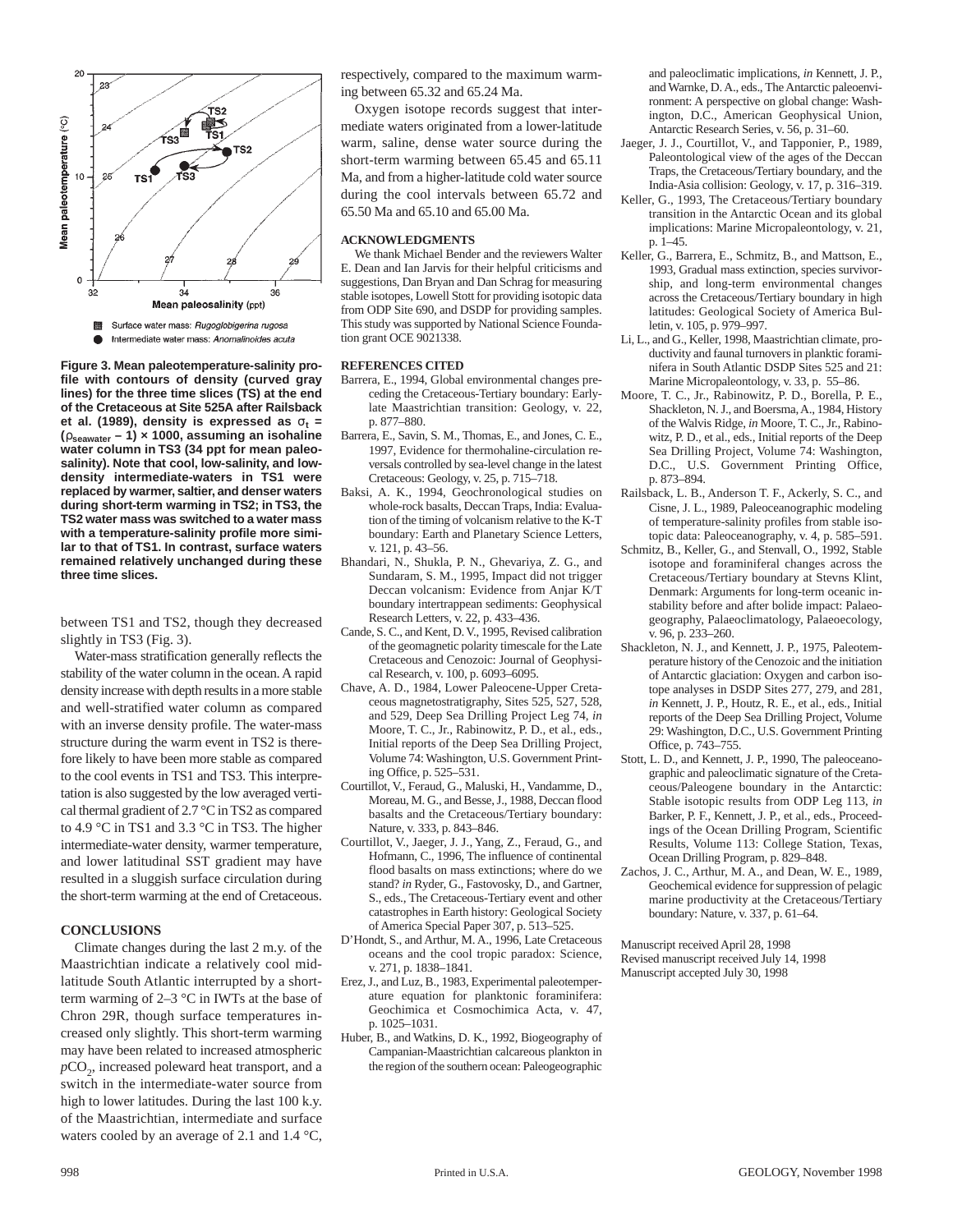Mean paleotemperature (°C)

20

10

0

32

34

36

Mean paleosalinity (ppt)

23

24

25

26

27

28

29

TS1

TS2

TS3

TS1

TS2

TS3

Surface water mass: *Rugoglobigerina rugosa*

Intermediate water mass: *Anomalinoides acuta*

**Figure 3. Mean paleotemperature-salinity profile with contours of density (curved gray lines) for the three time slices (TS) at the end of the Cretaceous at Site 525A after Railsback et al. (1989), density is expressed as $\sigma_t$ = ($\rho_{seawater}$ – 1) × 1000, assuming an isohaline water column in TS3 (34 ppt for mean paleosalinity). Note that cool, low-salinity, and low-density intermediate-waters in TS1 were replaced by warmer, saltier, and denser waters during short-term warming in TS2; in TS3, the TS2 water mass was switched to a water mass with a temperature-salinity profile more similar to that of TS1. In contrast, surface waters remained relatively unchanged during these three time slices.**

between TS1 and TS2, though they decreased slightly in TS3 (Fig. 3).

Water-mass stratification generally reflects the stability of the water column in the ocean. A rapid density increase with depth results in a more stable and well-stratified water column as compared with an inverse density profile. The water-mass structure during the warm event in TS2 is therefore likely to have been more stable as compared to the cool events in TS1 and TS3. This interpretation is also suggested by the low averaged vertical thermal gradient of 2.7 °C in TS2 as compared to 4.9 °C in TS1 and 3.3 °C in TS3. The higher intermediate-water density, warmer temperature, and lower latitudinal SST gradient may have resulted in a sluggish surface circulation during the short-term warming at the end of Cretaceous.

## CONCLUSIONS

Climate changes during the last 2 m.y. of the Maastrichtian indicate a relatively cool mid-latitude South Atlantic interrupted by a short-term warming of 2–3 °C in IWTs at the base of Chron 29R, though surface temperatures increased only slightly. This short-term warming may have been related to increased atmospheric $pCO_2$, increased poleward heat transport, and a switch in the intermediate-water source from high to lower latitudes. During the last 100 k.y. of the Maastrichtian, intermediate and surface waters cooled by an average of 2.1 and 1.4 °C, respectively, compared to the maximum warming between 65.32 and 65.24 Ma.

Oxygen isotope records suggest that intermediate waters originated from a lower-latitude warm, saline, dense water source during the short-term warming between 65.45 and 65.11 Ma, and from a higher-latitude cold water source during the cool intervals between 65.72 and 65.50 Ma and 65.10 and 65.00 Ma.

## ACKNOWLEDGMENTS

We thank Michael Bender and the reviewers Walter E. Dean and Ian Jarvis for their helpful criticisms and suggestions, Dan Bryan and Dan Schrag for measuring stable isotopes, Lowell Stott for providing isotopic data from ODP Site 690, and DSDP for providing samples. This study was supported by National Science Foundation grant OCE 9021338.

## REFERENCES CITED

Barrera, E., 1994, Global environmental changes preceding the Cretaceous-Tertiary boundary: Early-late Maastrichtian transition: Geology, v. 22, p. 877–880.

Barrera, E., Savin, S. M., Thomas, E., and Jones, C. E., 1997, Evidence for thermohaline-circulation reversals controlled by sea-level change in the latest Cretaceous: Geology, v. 25, p. 715–718.

Baksi, A. K., 1994, Geochronological studies on whole-rock basalts, Deccan Traps, India: Evaluation of the timing of volcanism relative to the K-T boundary: Earth and Planetary Science Letters, v. 121, p. 43–56.

Bhandari, N., Shukla, P. N., Ghevariya, Z. G., and Sundaram, S. M., 1995, Impact did not trigger Deccan volcanism: Evidence from Anjar K/T boundary intertrappean sediments: Geophysical Research Letters, v. 22, p. 433–436.

Cande, S. C., and Kent, D. V., 1995, Revised calibration of the geomagnetic polarity timescale for the Late Cretaceous and Cenozoic: Journal of Geophysical Research, v. 100, p. 6093–6095.

Chave, A. D., 1984, Lower Paleocene-Upper Cretaceous magnetostratigraphy, Sites 525, 527, 528, and 529, Deep Sea Drilling Project Leg 74, *in* Moore, T. C., Jr., Rabinowitz, P. D., et al., eds., Initial reports of the Deep Sea Drilling Project, Volume 74: Washington, U.S. Government Printing Office, p. 525–531.

Courtillot, V., Feraud, G., Maluski, H., Vandamme, D., Moreau, M. G., and Besse, J., 1988, Deccan flood basalts and the Cretaceous/Tertiary boundary: Nature, v. 333, p. 843–846.

Courtillot, V., Jaeger, J. J., Yang, Z., Feraud, G., and Hofmann, C., 1996, The influence of continental flood basalts on mass extinctions; where do we stand? *in* Ryder, G., Fastovosky, D., and Gartner, S., eds., The Cretaceous-Tertiary event and other catastrophes in Earth history: Geological Society of America Special Paper 307, p. 513–525.

D'Hondt, S., and Arthur, M. A., 1996, Late Cretaceous oceans and the cool tropic paradox: Science, v. 271, p. 1838–1841.

Erez, J., and Luz, B., 1983, Experimental paleotemperature equation for planktonic foraminifera: Geochimica et Cosmochimica Acta, v. 47, p. 1025–1031.

Huber, B., and Watkins, D. K., 1992, Biogeography of Campanian-Maastrichtian calcareous plankton in the region of the southern ocean: Paleogeographic and paleoclimatic implications, *in* Kennett, J. P., and Warnke, D. A., eds., The Antarctic paleoenvironment: A perspective on global change: Washington, D.C., American Geophysical Union, Antarctic Research Series, v. 56, p. 31–60.

Jaeger, J. J., Courtillot, V., and Tapponier, P., 1989, Paleontological view of the ages of the Deccan Traps, the Cretaceous/Tertiary boundary, and the India-Asia collision: Geology, v. 17, p. 316–319.

Keller, G., 1993, The Cretaceous/Tertiary boundary transition in the Antarctic Ocean and its global implications: Marine Micropaleontology, v. 21, p. 1–45.

Keller, G., Barrera, E., Schmitz, B., and Mattson, E., 1993, Gradual mass extinction, species survivorship, and long-term environmental changes across the Cretaceous/Tertiary boundary in high latitudes: Geological Society of America Bulletin, v. 105, p. 979–997.

Li, L., and G., Keller, 1998, Maastrichtian climate, productivity and faunal turnovers in planktic foraminifera in South Atlantic DSDP Sites 525 and 21: Marine Micropaleontology, v. 33, p. 55–86.

Moore, T. C., Jr., Rabinowitz, P. D., Borella, P. E., Shackleton, N. J., and Boersma, A., 1984, History of the Walvis Ridge, *in* Moore, T. C., Jr., Rabinowitz, P. D., et al., eds., Initial reports of the Deep Sea Drilling Project, Volume 74: Washington, D.C., U.S. Government Printing Office, p. 873–894.

Railsback, L. B., Anderson T. F., Ackerly, S. C., and Cisne, J. L., 1989, Paleoceanographic modeling of temperature-salinity profiles from stable isotopic data: Paleoceanography, v. 4, p. 585–591.

Schmitz, B., Keller, G., and Stenvall, O., 1992, Stable isotope and foraminiferal changes across the Cretaceous/Tertiary boundary at Stevns Klint, Denmark: Arguments for long-term oceanic instability before and after bolide impact: Palaeogeography, Palaeoclimatology, Palaeoecology, v. 96, p. 233–260.

Shackleton, N. J., and Kennett, J. P., 1975, Paleotemperature history of the Cenozoic and the initiation of Antarctic glaciation: Oxygen and carbon isotope analyses in DSDP Sites 277, 279, and 281, *in* Kennett, J. P., Houtz, R. E., et al., eds., Initial reports of the Deep Sea Drilling Project, Volume 29: Washington, D.C., U.S. Government Printing Office, p. 743–755.

Stott, L. D., and Kennett, J. P., 1990, The paleoceanographic and paleoclimatic signature of the Cretaceous/Paleogene boundary in the Antarctic: Stable isotopic results from ODP Leg 113, *in* Barker, P. F., Kennett, J. P., et al., eds., Proceedings of the Ocean Drilling Program, Scientific Results, Volume 113: College Station, Texas, Ocean Drilling Program, p. 829–848.

Zachos, J. C., Arthur, M. A., and Dean, W. E., 1989, Geochemical evidence for suppression of pelagic marine productivity at the Cretaceous/Tertiary boundary: Nature, v. 337, p. 61–64.

Manuscript received April 28, 1998
Revised manuscript received July 14, 1998
Manuscript accepted July 30, 1998

Printed in U.S.A.